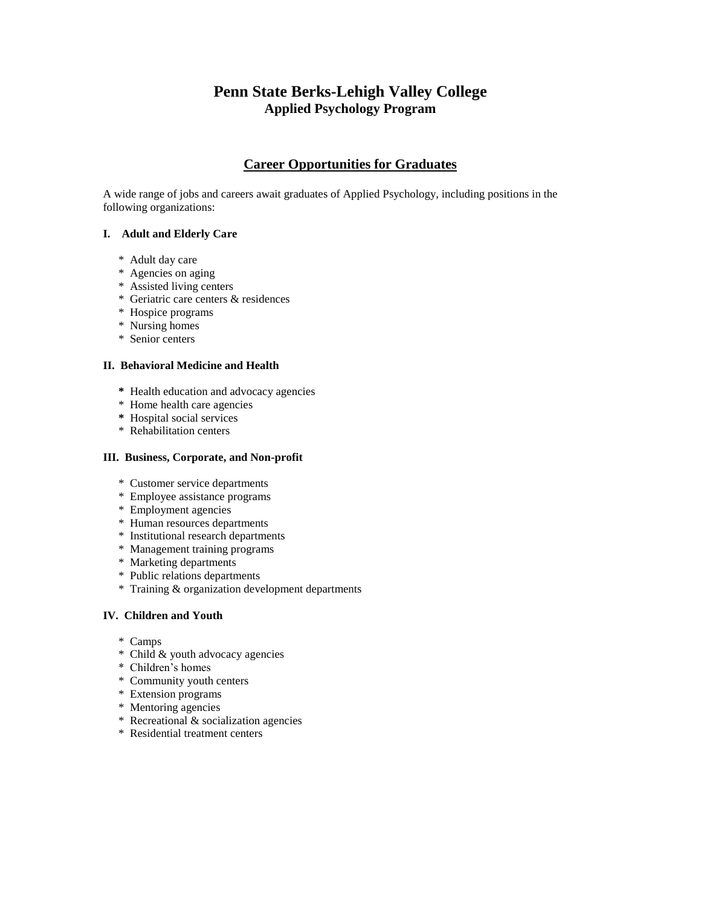# Penn State Berks-Lehigh Valley College

## Applied Psychology Program

## Career Opportunities for Graduates

A wide range of jobs and careers await graduates of Applied Psychology, including positions in the following organizations:

### I. Adult and Elderly Care

* Adult day care
* Agencies on aging
* Assisted living centers
* Geriatric care centers & residences
* Hospice programs
* Nursing homes
* Senior centers

### II. Behavioral Medicine and Health

* Health education and advocacy agencies
* Home health care agencies
* Hospital social services
* Rehabilitation centers

### III. Business, Corporate, and Non-profit

* Customer service departments
* Employee assistance programs
* Employment agencies
* Human resources departments
* Institutional research departments
* Management training programs
* Marketing departments
* Public relations departments
* Training & organization development departments

### IV. Children and Youth

* Camps
* Child & youth advocacy agencies
* Children's homes
* Community youth centers
* Extension programs
* Mentoring agencies
* Recreational & socialization agencies
* Residential treatment centers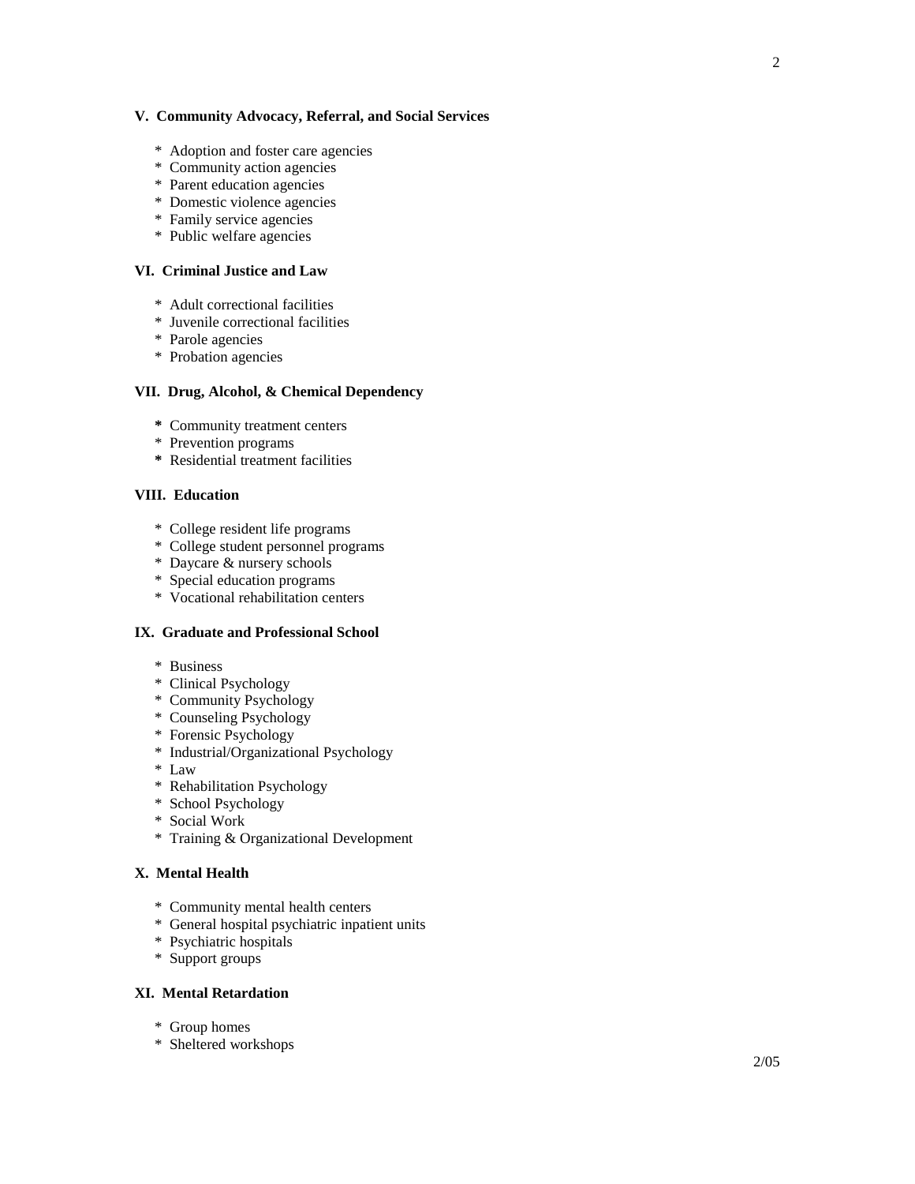### V. Community Advocacy, Referral, and Social Services

* Adoption and foster care agencies
* Community action agencies
* Parent education agencies
* Domestic violence agencies
* Family service agencies
* Public welfare agencies

### VI. Criminal Justice and Law

* Adult correctional facilities
* Juvenile correctional facilities
* Parole agencies
* Probation agencies

### VII. Drug, Alcohol, & Chemical Dependency

* Community treatment centers
* Prevention programs
* Residential treatment facilities

### VIII. Education

* College resident life programs
* College student personnel programs
* Daycare & nursery schools
* Special education programs
* Vocational rehabilitation centers

### IX. Graduate and Professional School

* Business
* Clinical Psychology
* Community Psychology
* Counseling Psychology
* Forensic Psychology
* Industrial/Organizational Psychology
* Law
* Rehabilitation Psychology
* School Psychology
* Social Work
* Training & Organizational Development

### X. Mental Health

* Community mental health centers
* General hospital psychiatric inpatient units
* Psychiatric hospitals
* Support groups

### XI. Mental Retardation

* Group homes
* Sheltered workshops

2/05